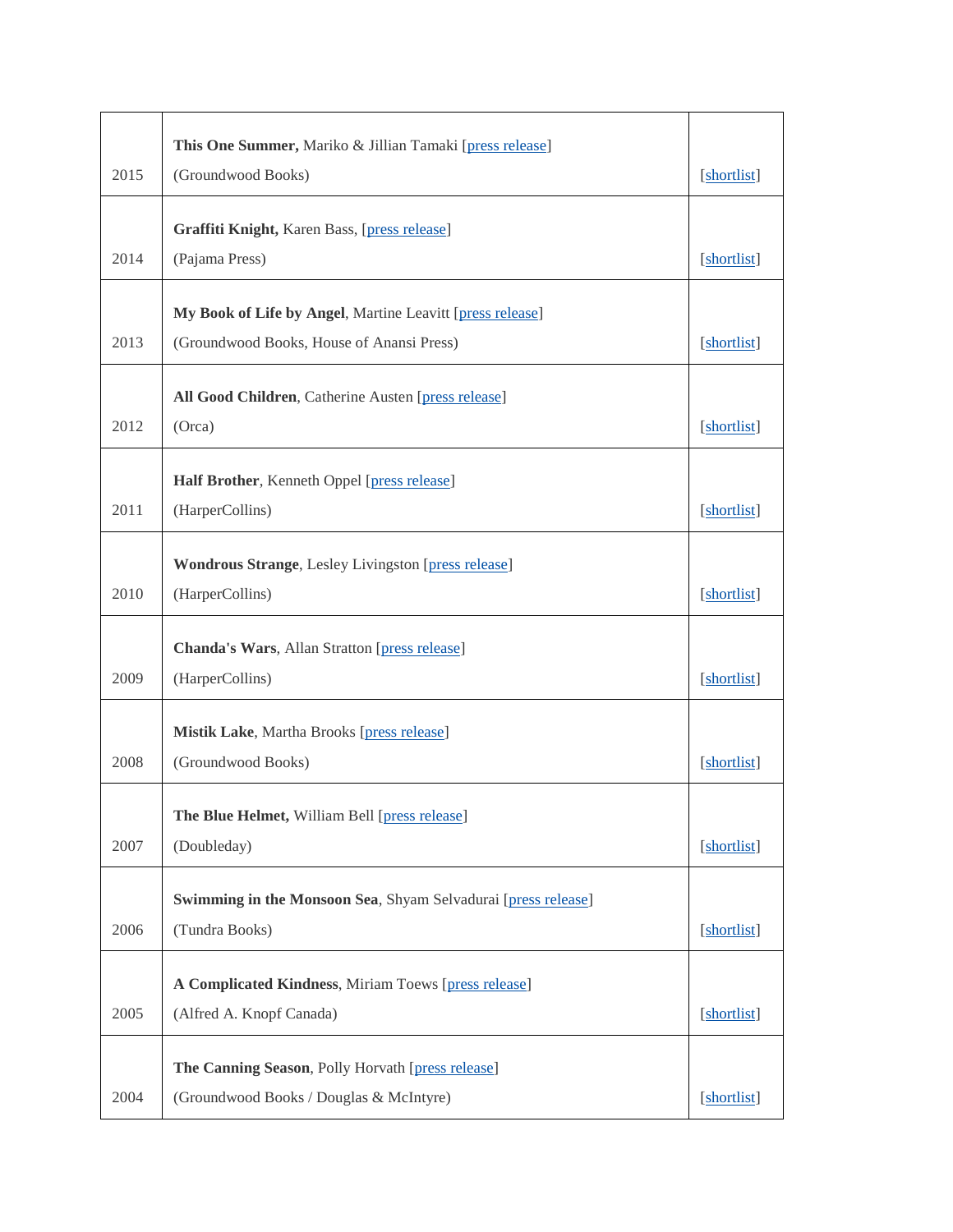| | | |
|---|---|---|
| 2015 | **This One Summer,** Mariko & Jillian Tamaki [press release] (Groundwood Books) | [shortlist] |
| 2014 | **Graffiti Knight,** Karen Bass, [press release] (Pajama Press) | [shortlist] |
| 2013 | **My Book of Life by Angel**, Martine Leavitt [press release] (Groundwood Books, House of Anansi Press) | [shortlist] |
| 2012 | **All Good Children**, Catherine Austen [press release] (Orca) | [shortlist] |
| 2011 | **Half Brother**, Kenneth Oppel [press release] (HarperCollins) | [shortlist] |
| 2010 | **Wondrous Strange**, Lesley Livingston [press release] (HarperCollins) | [shortlist] |
| 2009 | **Chanda's Wars**, Allan Stratton [press release] (HarperCollins) | [shortlist] |
| 2008 | **Mistik Lake**, Martha Brooks [press release] (Groundwood Books) | [shortlist] |
| 2007 | **The Blue Helmet,** William Bell [press release] (Doubleday) | [shortlist] |
| 2006 | **Swimming in the Monsoon Sea**, Shyam Selvadurai [press release] (Tundra Books) | [shortlist] |
| 2005 | **A Complicated Kindness**, Miriam Toews [press release] (Alfred A. Knopf Canada) | [shortlist] |
| 2004 | **The Canning Season**, Polly Horvath [press release] (Groundwood Books / Douglas & McIntyre) | [shortlist] |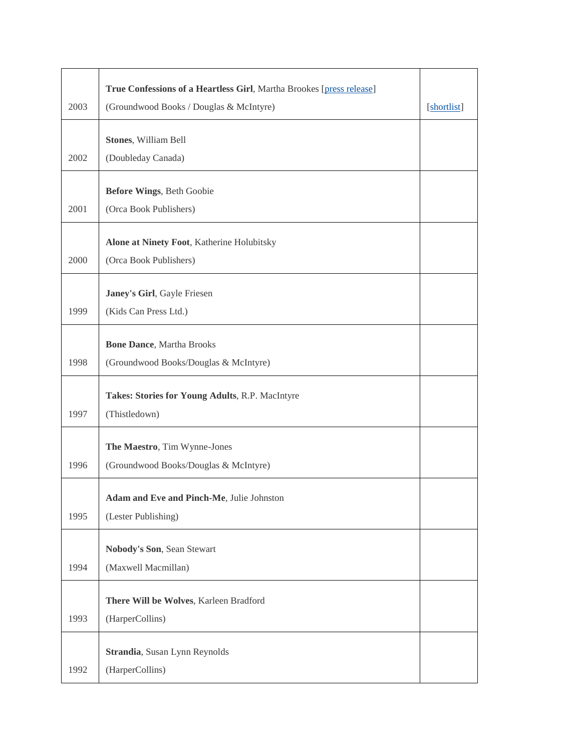| | | |
|---|---|---|
| 2003 | **True Confessions of a Heartless Girl**, Martha Brookes [press release]<br>(Groundwood Books / Douglas & McIntyre) | [shortlist] |
| 2002 | **Stones**, William Bell<br>(Doubleday Canada) | |
| 2001 | **Before Wings**, Beth Goobie<br>(Orca Book Publishers) | |
| 2000 | **Alone at Ninety Foot**, Katherine Holubitsky<br>(Orca Book Publishers) | |
| 1999 | **Janey's Girl**, Gayle Friesen<br>(Kids Can Press Ltd.) | |
| 1998 | **Bone Dance**, Martha Brooks<br>(Groundwood Books/Douglas & McIntyre) | |
| 1997 | **Takes: Stories for Young Adults**, R.P. MacIntyre<br>(Thistledown) | |
| 1996 | **The Maestro**, Tim Wynne-Jones<br>(Groundwood Books/Douglas & McIntyre) | |
| 1995 | **Adam and Eve and Pinch-Me**, Julie Johnston<br>(Lester Publishing) | |
| 1994 | **Nobody's Son**, Sean Stewart<br>(Maxwell Macmillan) | |
| 1993 | **There Will be Wolves**, Karleen Bradford<br>(HarperCollins) | |
| 1992 | **Strandia**, Susan Lynn Reynolds<br>(HarperCollins) | |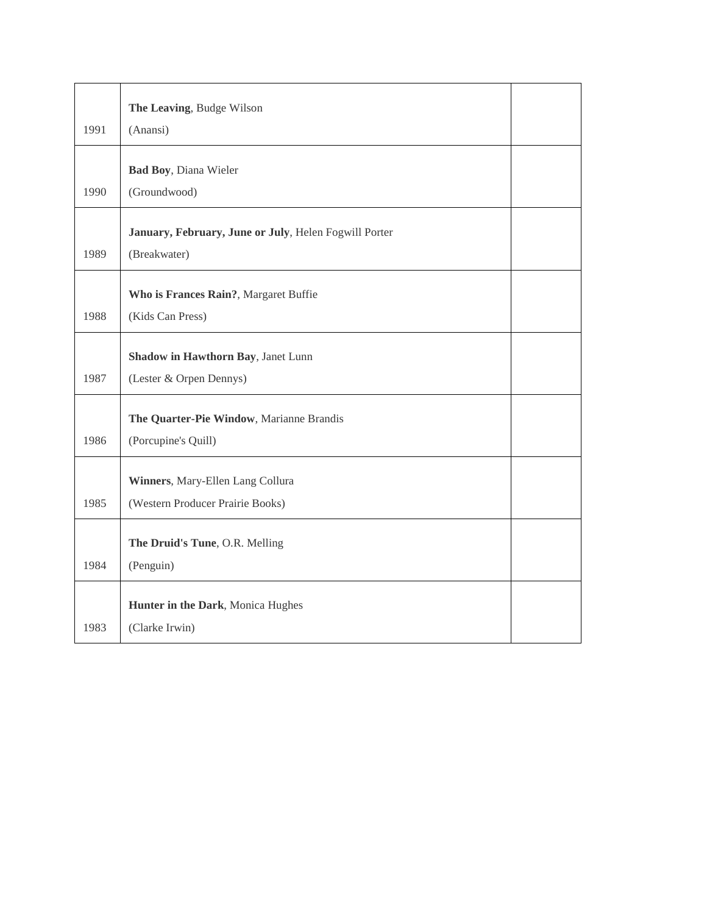| | | |
|---|---|---|
| 1991 | **The Leaving**, Budge Wilson<br>(Anansi) | |
| 1990 | **Bad Boy**, Diana Wieler<br>(Groundwood) | |
| 1989 | **January, February, June or July**, Helen Fogwill Porter<br>(Breakwater) | |
| 1988 | **Who is Frances Rain?**, Margaret Buffie<br>(Kids Can Press) | |
| 1987 | **Shadow in Hawthorn Bay**, Janet Lunn<br>(Lester & Orpen Dennys) | |
| 1986 | **The Quarter-Pie Window**, Marianne Brandis<br>(Porcupine's Quill) | |
| 1985 | **Winners**, Mary-Ellen Lang Collura<br>(Western Producer Prairie Books) | |
| 1984 | **The Druid's Tune**, O.R. Melling<br>(Penguin) | |
| 1983 | **Hunter in the Dark**, Monica Hughes<br>(Clarke Irwin) | |